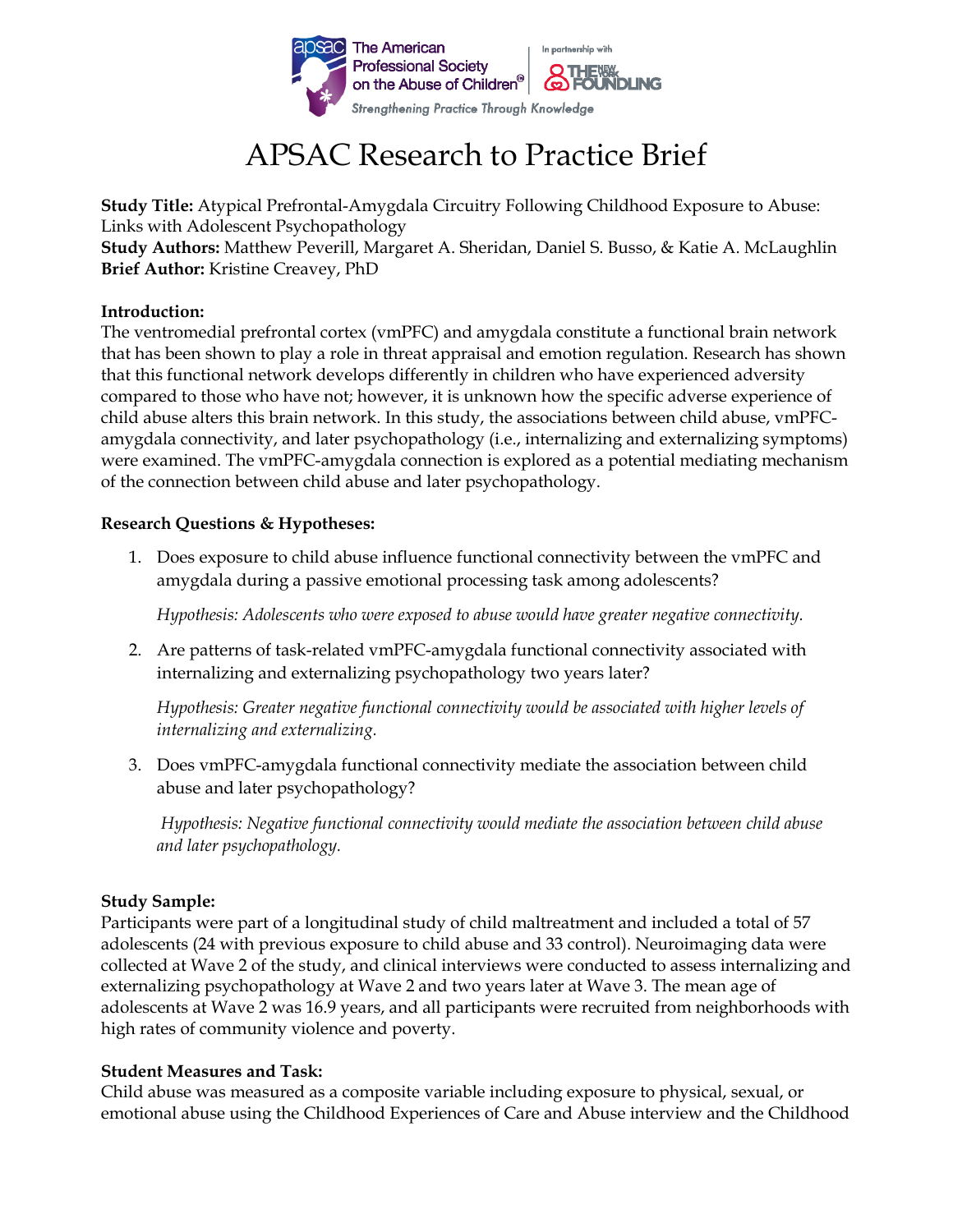# APSAC Research to Practice Brief

**Study Title:** Atypical Prefrontal-Amygdala Circuitry Following Childhood Exposure to Abuse: Links with Adolescent Psychopathology
**Study Authors:** Matthew Peverill, Margaret A. Sheridan, Daniel S. Busso, & Katie A. McLaughlin
**Brief Author:** Kristine Creavey, PhD

**Introduction:**
The ventromedial prefrontal cortex (vmPFC) and amygdala constitute a functional brain network that has been shown to play a role in threat appraisal and emotion regulation. Research has shown that this functional network develops differently in children who have experienced adversity compared to those who have not; however, it is unknown how the specific adverse experience of child abuse alters this brain network. In this study, the associations between child abuse, vmPFC-amygdala connectivity, and later psychopathology (i.e., internalizing and externalizing symptoms) were examined. The vmPFC-amygdala connection is explored as a potential mediating mechanism of the connection between child abuse and later psychopathology.

**Research Questions & Hypotheses:**

1. Does exposure to child abuse influence functional connectivity between the vmPFC and amygdala during a passive emotional processing task among adolescents?

   *Hypothesis: Adolescents who were exposed to abuse would have greater negative connectivity.*

2. Are patterns of task-related vmPFC-amygdala functional connectivity associated with internalizing and externalizing psychopathology two years later?

   *Hypothesis: Greater negative functional connectivity would be associated with higher levels of internalizing and externalizing.*

3. Does vmPFC-amygdala functional connectivity mediate the association between child abuse and later psychopathology?

   *Hypothesis: Negative functional connectivity would mediate the association between child abuse and later psychopathology.*

**Study Sample:**
Participants were part of a longitudinal study of child maltreatment and included a total of 57 adolescents (24 with previous exposure to child abuse and 33 control). Neuroimaging data were collected at Wave 2 of the study, and clinical interviews were conducted to assess internalizing and externalizing psychopathology at Wave 2 and two years later at Wave 3. The mean age of adolescents at Wave 2 was 16.9 years, and all participants were recruited from neighborhoods with high rates of community violence and poverty.

**Student Measures and Task:**
Child abuse was measured as a composite variable including exposure to physical, sexual, or emotional abuse using the Childhood Experiences of Care and Abuse interview and the Childhood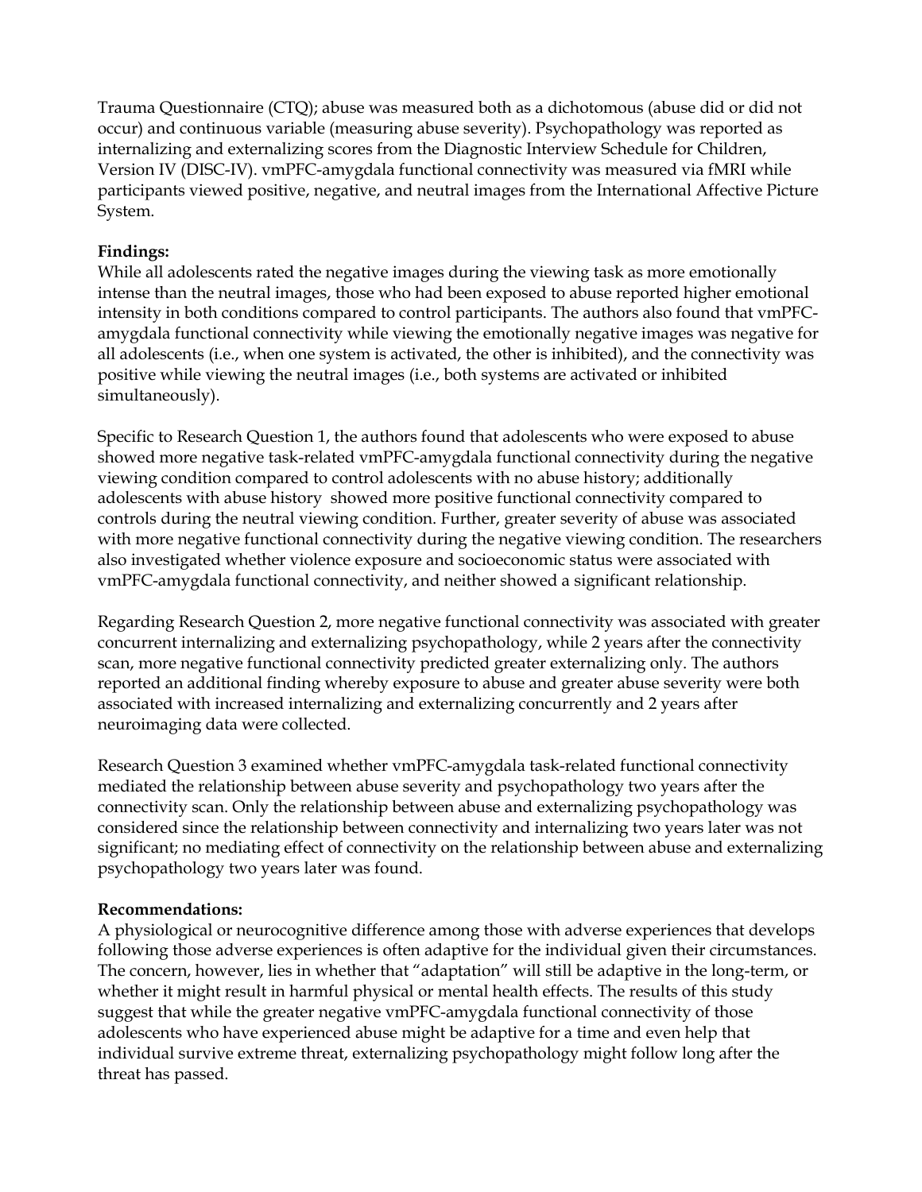Trauma Questionnaire (CTQ); abuse was measured both as a dichotomous (abuse did or did not occur) and continuous variable (measuring abuse severity). Psychopathology was reported as internalizing and externalizing scores from the Diagnostic Interview Schedule for Children, Version IV (DISC-IV). vmPFC-amygdala functional connectivity was measured via fMRI while participants viewed positive, negative, and neutral images from the International Affective Picture System.

**Findings:**
While all adolescents rated the negative images during the viewing task as more emotionally intense than the neutral images, those who had been exposed to abuse reported higher emotional intensity in both conditions compared to control participants. The authors also found that vmPFC-amygdala functional connectivity while viewing the emotionally negative images was negative for all adolescents (i.e., when one system is activated, the other is inhibited), and the connectivity was positive while viewing the neutral images (i.e., both systems are activated or inhibited simultaneously).

Specific to Research Question 1, the authors found that adolescents who were exposed to abuse showed more negative task-related vmPFC-amygdala functional connectivity during the negative viewing condition compared to control adolescents with no abuse history; additionally adolescents with abuse history showed more positive functional connectivity compared to controls during the neutral viewing condition. Further, greater severity of abuse was associated with more negative functional connectivity during the negative viewing condition. The researchers also investigated whether violence exposure and socioeconomic status were associated with vmPFC-amygdala functional connectivity, and neither showed a significant relationship.

Regarding Research Question 2, more negative functional connectivity was associated with greater concurrent internalizing and externalizing psychopathology, while 2 years after the connectivity scan, more negative functional connectivity predicted greater externalizing only. The authors reported an additional finding whereby exposure to abuse and greater abuse severity were both associated with increased internalizing and externalizing concurrently and 2 years after neuroimaging data were collected.

Research Question 3 examined whether vmPFC-amygdala task-related functional connectivity mediated the relationship between abuse severity and psychopathology two years after the connectivity scan. Only the relationship between abuse and externalizing psychopathology was considered since the relationship between connectivity and internalizing two years later was not significant; no mediating effect of connectivity on the relationship between abuse and externalizing psychopathology two years later was found.

**Recommendations:**
A physiological or neurocognitive difference among those with adverse experiences that develops following those adverse experiences is often adaptive for the individual given their circumstances. The concern, however, lies in whether that "adaptation" will still be adaptive in the long-term, or whether it might result in harmful physical or mental health effects. The results of this study suggest that while the greater negative vmPFC-amygdala functional connectivity of those adolescents who have experienced abuse might be adaptive for a time and even help that individual survive extreme threat, externalizing psychopathology might follow long after the threat has passed.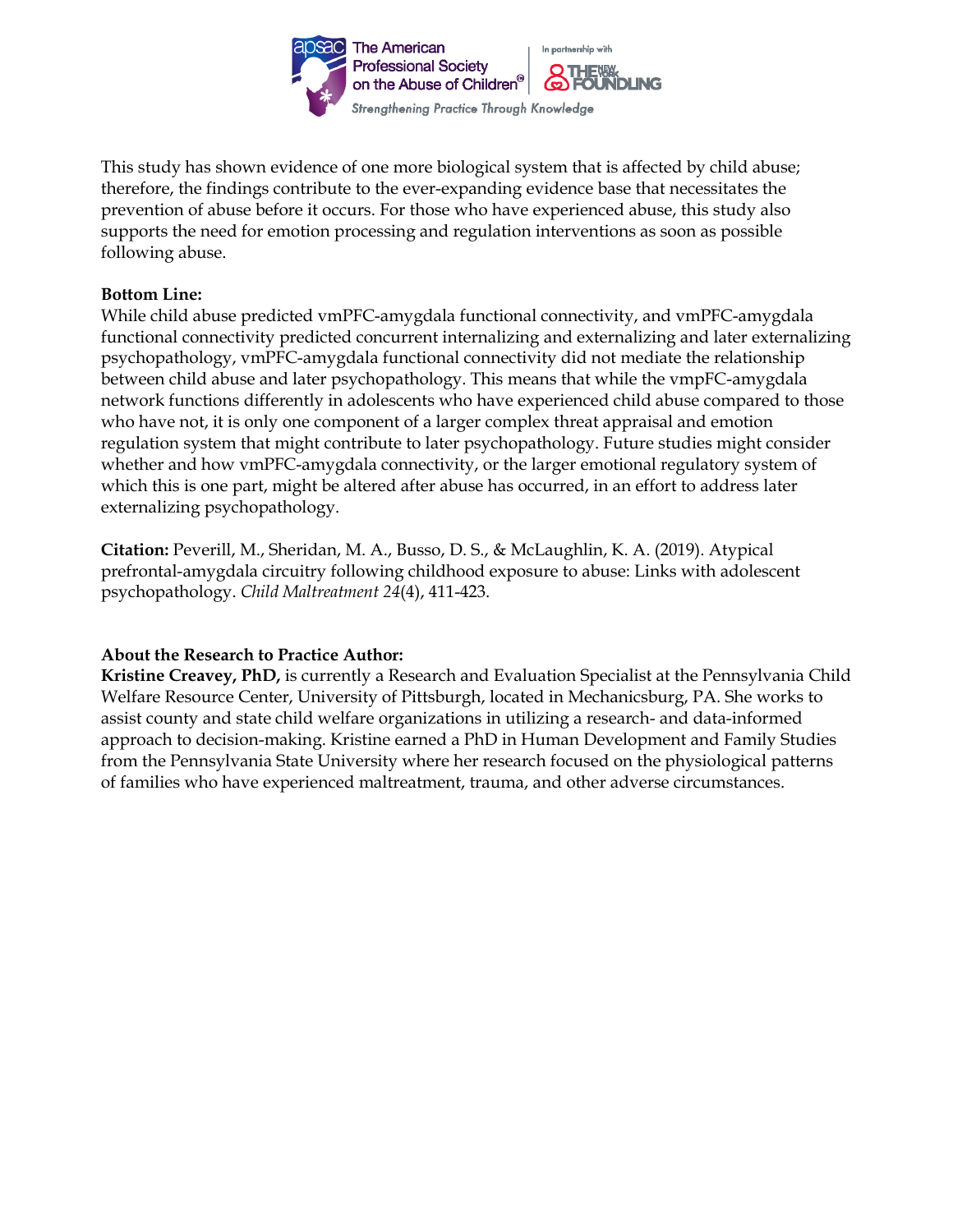This study has shown evidence of one more biological system that is affected by child abuse; therefore, the findings contribute to the ever-expanding evidence base that necessitates the prevention of abuse before it occurs. For those who have experienced abuse, this study also supports the need for emotion processing and regulation interventions as soon as possible following abuse.

**Bottom Line:**
While child abuse predicted vmPFC-amygdala functional connectivity, and vmPFC-amygdala functional connectivity predicted concurrent internalizing and externalizing and later externalizing psychopathology, vmPFC-amygdala functional connectivity did not mediate the relationship between child abuse and later psychopathology. This means that while the vmpFC-amygdala network functions differently in adolescents who have experienced child abuse compared to those who have not, it is only one component of a larger complex threat appraisal and emotion regulation system that might contribute to later psychopathology. Future studies might consider whether and how vmPFC-amygdala connectivity, or the larger emotional regulatory system of which this is one part, might be altered after abuse has occurred, in an effort to address later externalizing psychopathology.

**Citation:** Peverill, M., Sheridan, M. A., Busso, D. S., & McLaughlin, K. A. (2019). Atypical prefrontal-amygdala circuitry following childhood exposure to abuse: Links with adolescent psychopathology. *Child Maltreatment 24*(4), 411-423.

**About the Research to Practice Author:**
**Kristine Creavey, PhD,** is currently a Research and Evaluation Specialist at the Pennsylvania Child Welfare Resource Center, University of Pittsburgh, located in Mechanicsburg, PA. She works to assist county and state child welfare organizations in utilizing a research- and data-informed approach to decision-making. Kristine earned a PhD in Human Development and Family Studies from the Pennsylvania State University where her research focused on the physiological patterns of families who have experienced maltreatment, trauma, and other adverse circumstances.